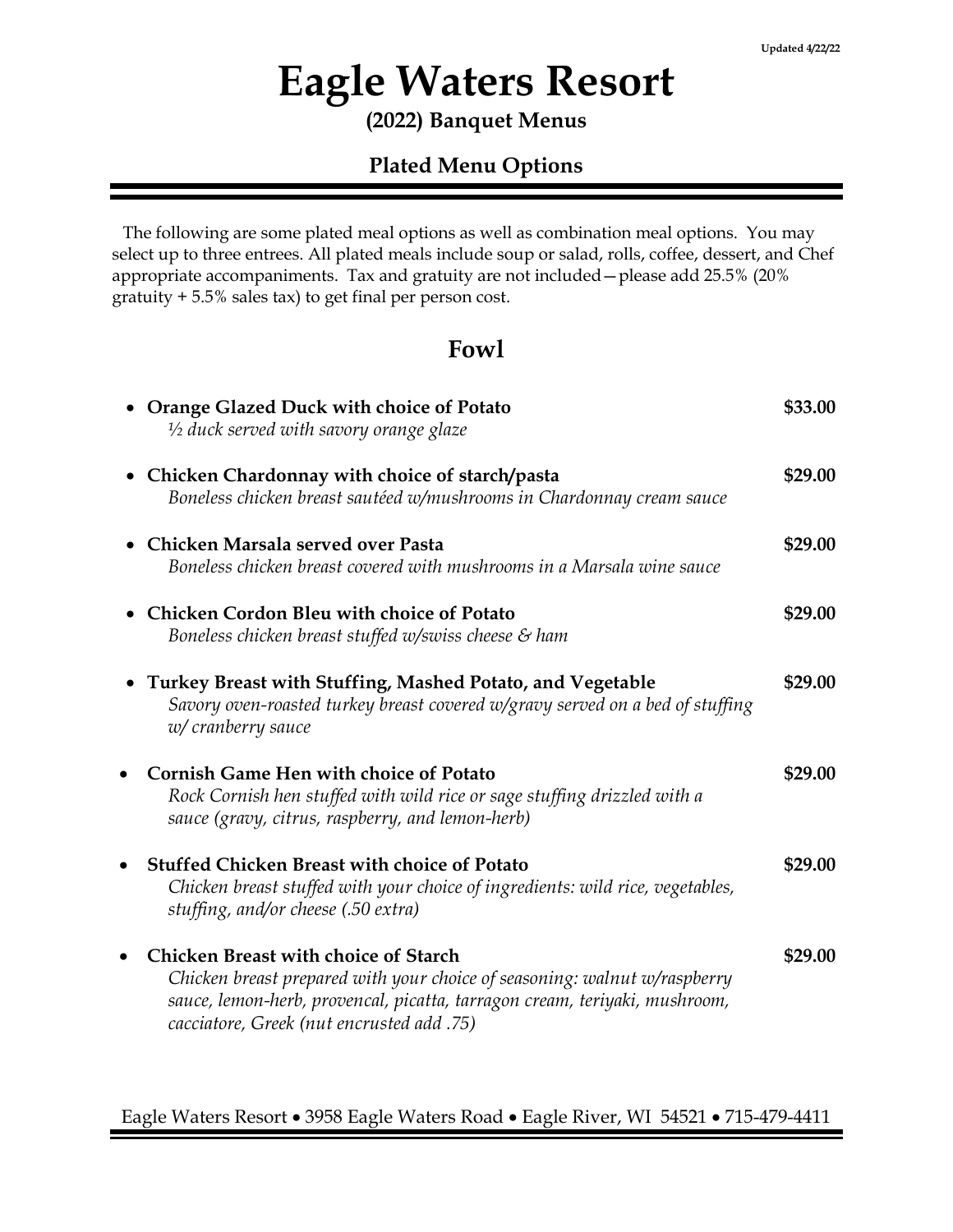Updated 4/22/22

# Eagle Waters Resort

**(2022) Banquet Menus**

## Plated Menu Options

The following are some plated meal options as well as combination meal options. You may select up to three entrees. All plated meals include soup or salad, rolls, coffee, dessert, and Chef appropriate accompaniments. Tax and gratuity are not included—please add 25.5% (20% gratuity + 5.5% sales tax) to get final per person cost.

## Fowl

- **Orange Glazed Duck with choice of Potato** **$33.00**
  *½ duck served with savory orange glaze*

- **Chicken Chardonnay with choice of starch/pasta** **$29.00**
  *Boneless chicken breast sautéed w/mushrooms in Chardonnay cream sauce*

- **Chicken Marsala served over Pasta** **$29.00**
  *Boneless chicken breast covered with mushrooms in a Marsala wine sauce*

- **Chicken Cordon Bleu with choice of Potato** **$29.00**
  *Boneless chicken breast stuffed w/swiss cheese & ham*

- **Turkey Breast with Stuffing, Mashed Potato, and Vegetable** **$29.00**
  *Savory oven-roasted turkey breast covered w/gravy served on a bed of stuffing w/ cranberry sauce*

- **Cornish Game Hen with choice of Potato** **$29.00**
  *Rock Cornish hen stuffed with wild rice or sage stuffing drizzled with a sauce (gravy, citrus, raspberry, and lemon-herb)*

- **Stuffed Chicken Breast with choice of Potato** **$29.00**
  *Chicken breast stuffed with your choice of ingredients: wild rice, vegetables, stuffing, and/or cheese (.50 extra)*

- **Chicken Breast with choice of Starch** **$29.00**
  *Chicken breast prepared with your choice of seasoning: walnut w/raspberry sauce, lemon-herb, provencal, picatta, tarragon cream, teriyaki, mushroom, cacciatore, Greek (nut encrusted add .75)*

Eagle Waters Resort • 3958 Eagle Waters Road • Eagle River, WI 54521 • 715-479-4411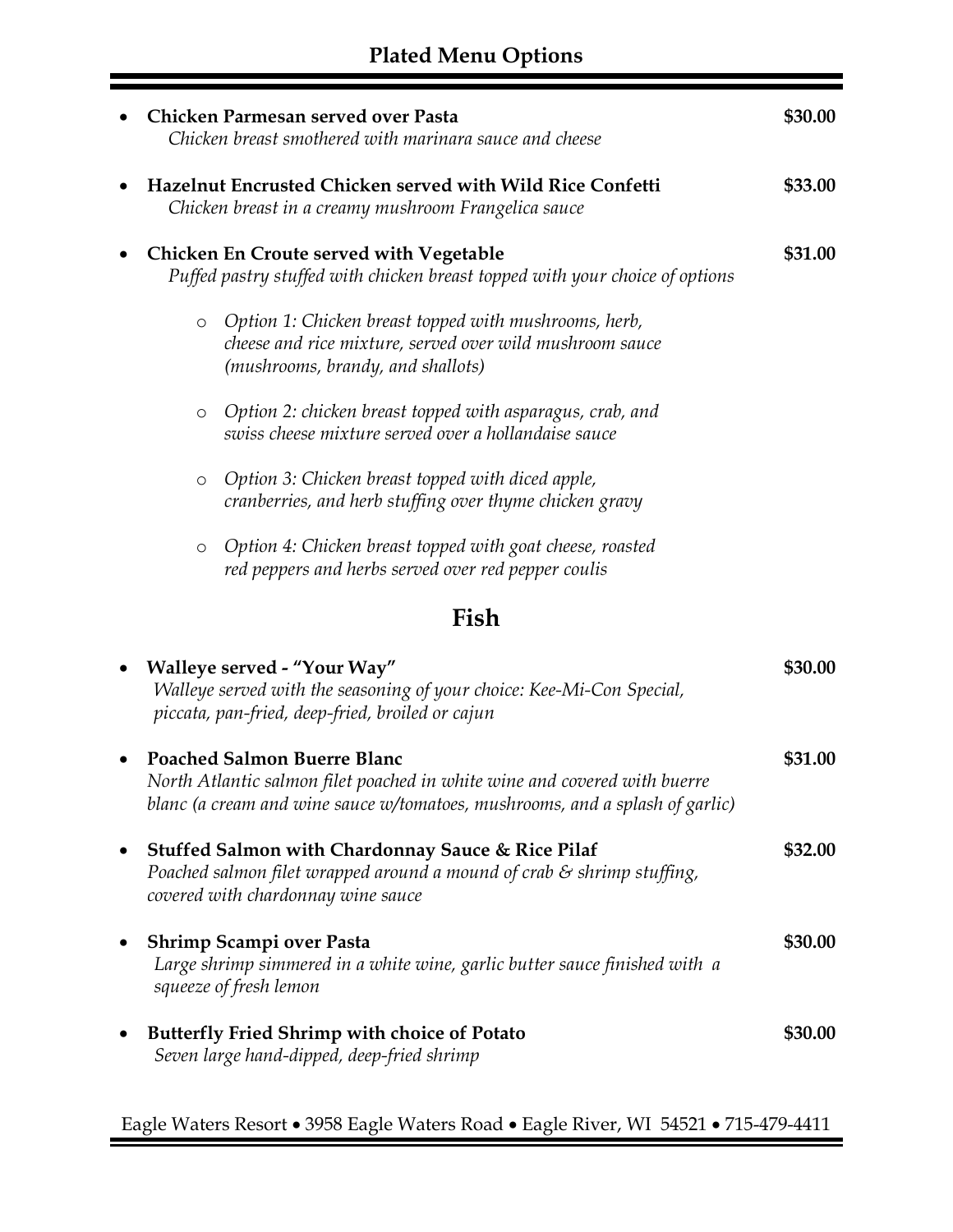## Plated Menu Options

- **Chicken Parmesan served over Pasta** **$30.00**
  *Chicken breast smothered with marinara sauce and cheese*

- **Hazelnut Encrusted Chicken served with Wild Rice Confetti** **$33.00**
  *Chicken breast in a creamy mushroom Frangelica sauce*

- **Chicken En Croute served with Vegetable** **$31.00**
  *Puffed pastry stuffed with chicken breast topped with your choice of options*

  - *Option 1: Chicken breast topped with mushrooms, herb, cheese and rice mixture, served over wild mushroom sauce (mushrooms, brandy, and shallots)*
  - *Option 2: chicken breast topped with asparagus, crab, and swiss cheese mixture served over a hollandaise sauce*
  - *Option 3: Chicken breast topped with diced apple, cranberries, and herb stuffing over thyme chicken gravy*
  - *Option 4: Chicken breast topped with goat cheese, roasted red peppers and herbs served over red pepper coulis*

## Fish

- **Walleye served - "Your Way"** **$30.00**
  *Walleye served with the seasoning of your choice: Kee-Mi-Con Special, piccata, pan-fried, deep-fried, broiled or cajun*

- **Poached Salmon Buerre Blanc** **$31.00**
  *North Atlantic salmon filet poached in white wine and covered with buerre blanc (a cream and wine sauce w/tomatoes, mushrooms, and a splash of garlic)*

- **Stuffed Salmon with Chardonnay Sauce & Rice Pilaf** **$32.00**
  *Poached salmon filet wrapped around a mound of crab & shrimp stuffing, covered with chardonnay wine sauce*

- **Shrimp Scampi over Pasta** **$30.00**
  *Large shrimp simmered in a white wine, garlic butter sauce finished with a squeeze of fresh lemon*

- **Butterfly Fried Shrimp with choice of Potato** **$30.00**
  *Seven large hand-dipped, deep-fried shrimp*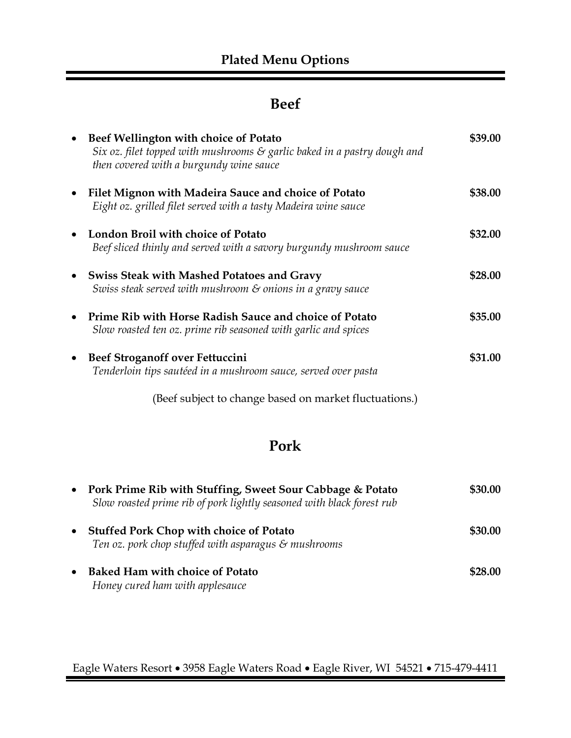# Plated Menu Options

## Beef

- **Beef Wellington with choice of Potato** **$39.00**
  *Six oz. filet topped with mushrooms & garlic baked in a pastry dough and then covered with a burgundy wine sauce*

- **Filet Mignon with Madeira Sauce and choice of Potato** **$38.00**
  *Eight oz. grilled filet served with a tasty Madeira wine sauce*

- **London Broil with choice of Potato** **$32.00**
  *Beef sliced thinly and served with a savory burgundy mushroom sauce*

- **Swiss Steak with Mashed Potatoes and Gravy** **$28.00**
  *Swiss steak served with mushroom & onions in a gravy sauce*

- **Prime Rib with Horse Radish Sauce and choice of Potato** **$35.00**
  *Slow roasted ten oz. prime rib seasoned with garlic and spices*

- **Beef Stroganoff over Fettuccini** **$31.00**
  *Tenderloin tips sautéed in a mushroom sauce, served over pasta*

(Beef subject to change based on market fluctuations.)

## Pork

- **Pork Prime Rib with Stuffing, Sweet Sour Cabbage & Potato** **$30.00**
  *Slow roasted prime rib of pork lightly seasoned with black forest rub*

- **Stuffed Pork Chop with choice of Potato** **$30.00**
  *Ten oz. pork chop stuffed with asparagus & mushrooms*

- **Baked Ham with choice of Potato** **$28.00**
  *Honey cured ham with applesauce*

Eagle Waters Resort • 3958 Eagle Waters Road • Eagle River, WI 54521 • 715-479-4411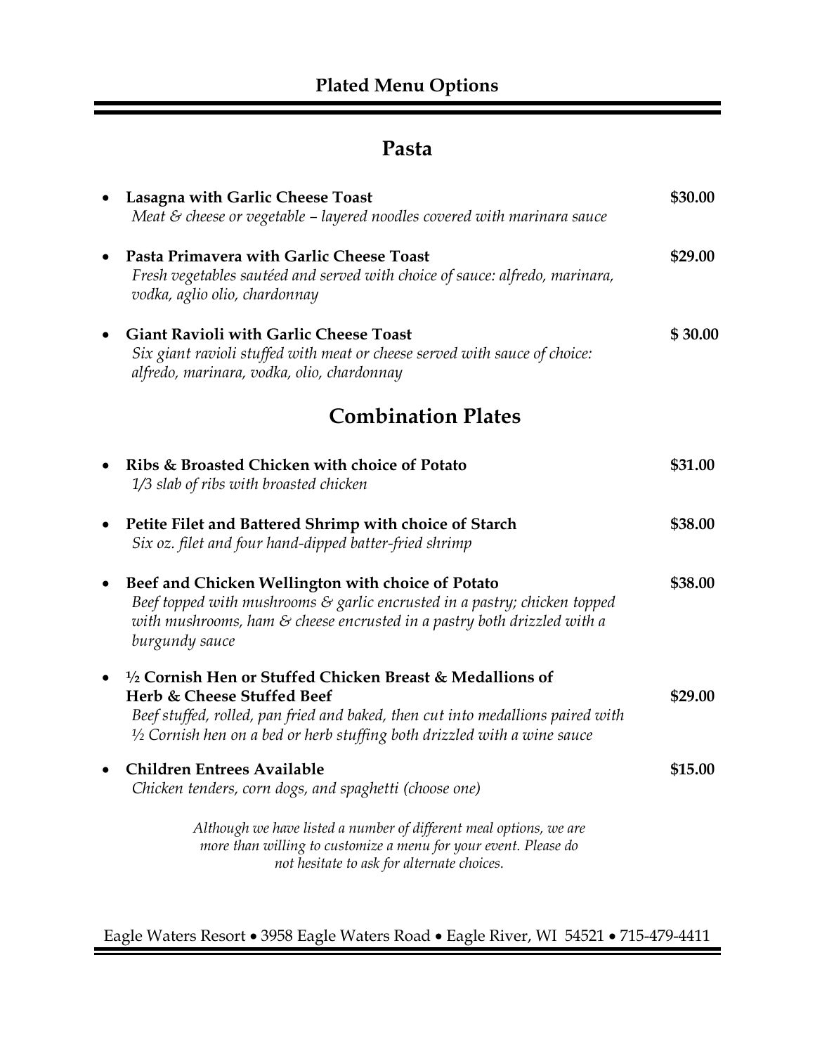# Plated Menu Options

## Pasta

- **Lasagna with Garlic Cheese Toast** **$30.00**
  *Meat & cheese or vegetable – layered noodles covered with marinara sauce*

- **Pasta Primavera with Garlic Cheese Toast** **$29.00**
  *Fresh vegetables sautéed and served with choice of sauce: alfredo, marinara, vodka, aglio olio, chardonnay*

- **Giant Ravioli with Garlic Cheese Toast** **$ 30.00**
  *Six giant ravioli stuffed with meat or cheese served with sauce of choice: alfredo, marinara, vodka, olio, chardonnay*

## Combination Plates

- **Ribs & Broasted Chicken with choice of Potato** **$31.00**
  *1/3 slab of ribs with broasted chicken*

- **Petite Filet and Battered Shrimp with choice of Starch** **$38.00**
  *Six oz. filet and four hand-dipped batter-fried shrimp*

- **Beef and Chicken Wellington with choice of Potato** **$38.00**
  *Beef topped with mushrooms & garlic encrusted in a pastry; chicken topped with mushrooms, ham & cheese encrusted in a pastry both drizzled with a burgundy sauce*

- **½ Cornish Hen or Stuffed Chicken Breast & Medallions of Herb & Cheese Stuffed Beef** **$29.00**
  *Beef stuffed, rolled, pan fried and baked, then cut into medallions paired with ½ Cornish hen on a bed or herb stuffing both drizzled with a wine sauce*

- **Children Entrees Available** **$15.00**
  *Chicken tenders, corn dogs, and spaghetti (choose one)*

*Although we have listed a number of different meal options, we are more than willing to customize a menu for your event. Please do not hesitate to ask for alternate choices.*

Eagle Waters Resort • 3958 Eagle Waters Road • Eagle River, WI 54521 • 715-479-4411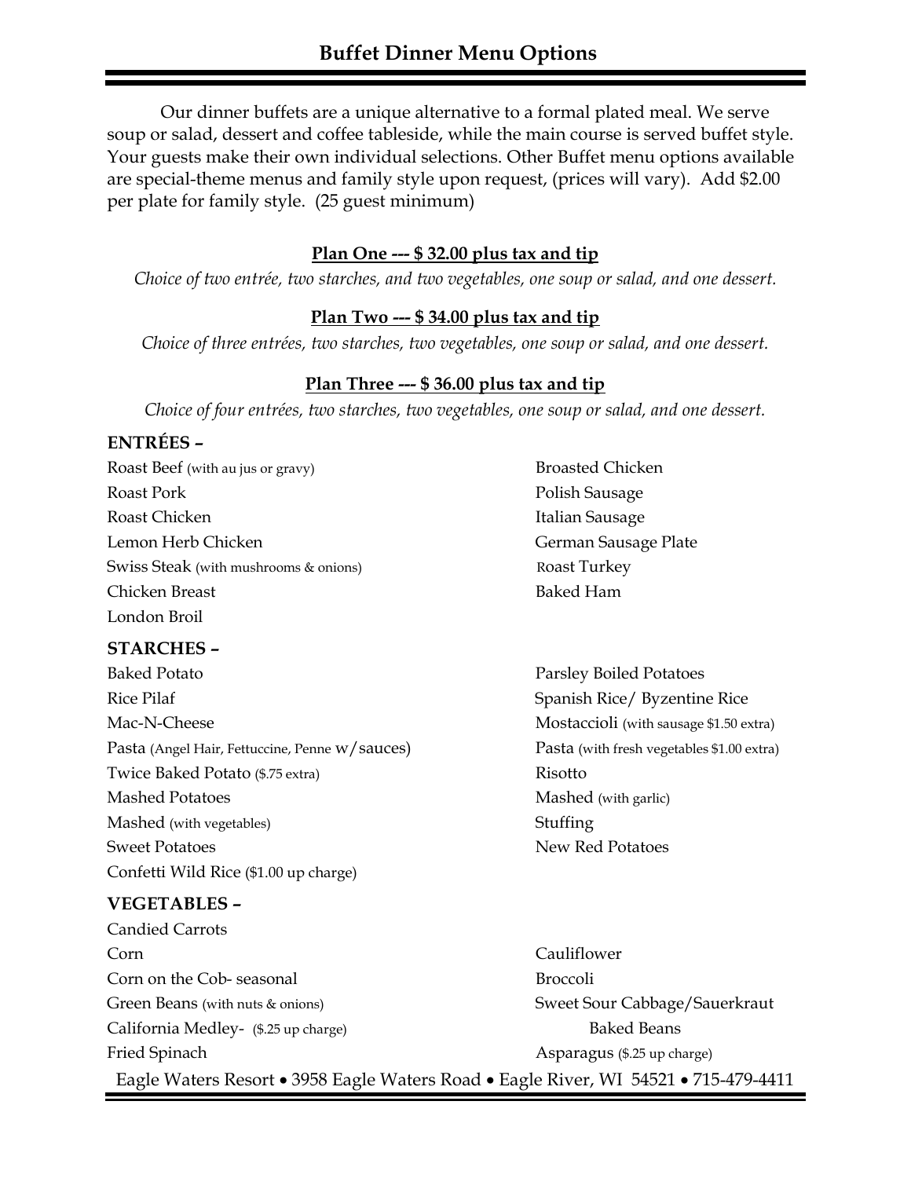# Buffet Dinner Menu Options

Our dinner buffets are a unique alternative to a formal plated meal. We serve soup or salad, dessert and coffee tableside, while the main course is served buffet style. Your guests make their own individual selections. Other Buffet menu options available are special-theme menus and family style upon request, (prices will vary). Add $2.00 per plate for family style. (25 guest minimum)

**Plan One --- $ 32.00 plus tax and tip**

*Choice of two entrée, two starches, and two vegetables, one soup or salad, and one dessert.*

**Plan Two --- $ 34.00 plus tax and tip**

*Choice of three entrées, two starches, two vegetables, one soup or salad, and one dessert.*

**Plan Three --- $ 36.00 plus tax and tip**

*Choice of four entrées, two starches, two vegetables, one soup or salad, and one dessert.*

## ENTRÉES –

- Roast Beef (with au jus or gravy)
- Roast Pork
- Roast Chicken
- Lemon Herb Chicken
- Swiss Steak (with mushrooms & onions)
- Chicken Breast
- London Broil
- Broasted Chicken
- Polish Sausage
- Italian Sausage
- German Sausage Plate
- Roast Turkey
- Baked Ham

## STARCHES –

- Baked Potato
- Rice Pilaf
- Mac-N-Cheese
- Pasta (Angel Hair, Fettuccine, Penne w/sauces)
- Twice Baked Potato ($.75 extra)
- Mashed Potatoes
- Mashed (with vegetables)
- Sweet Potatoes
- Confetti Wild Rice ($1.00 up charge)
- Parsley Boiled Potatoes
- Spanish Rice/ Byzentine Rice
- Mostaccioli (with sausage $1.50 extra)
- Pasta (with fresh vegetables $1.00 extra)
- Risotto
- Mashed (with garlic)
- Stuffing
- New Red Potatoes

## VEGETABLES –

- Candied Carrots
- Corn
- Corn on the Cob- seasonal
- Green Beans (with nuts & onions)
- California Medley- ($.25 up charge)
- Fried Spinach
- Cauliflower
- Broccoli
- Sweet Sour Cabbage/Sauerkraut
- Baked Beans
- Asparagus ($.25 up charge)

Eagle Waters Resort • 3958 Eagle Waters Road • Eagle River, WI 54521 • 715-479-4411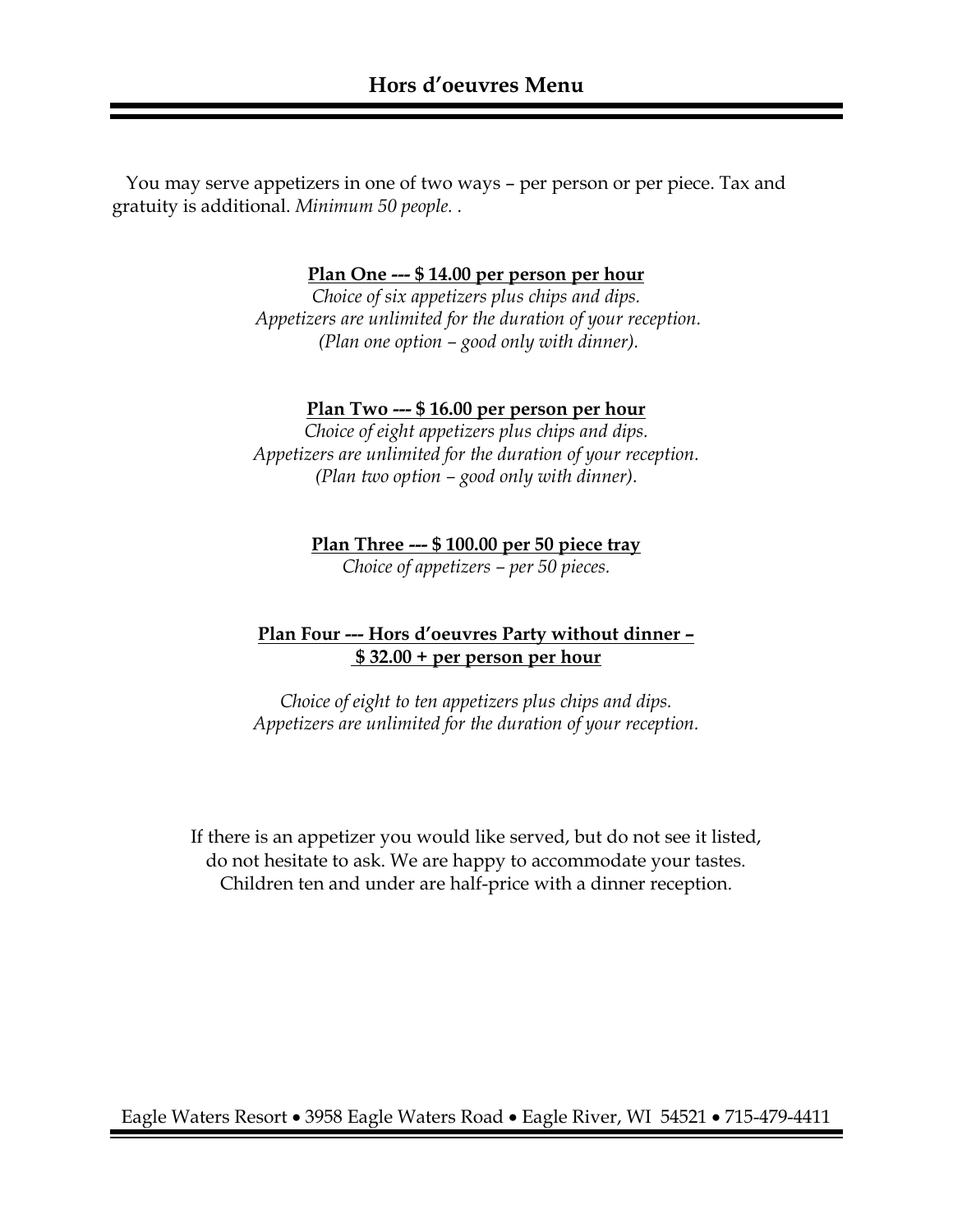# Hors d'oeuvres Menu

You may serve appetizers in one of two ways – per person or per piece. Tax and gratuity is additional. *Minimum 50 people. .*

**Plan One --- $ 14.00 per person per hour**

*Choice of six appetizers plus chips and dips.*
*Appetizers are unlimited for the duration of your reception.*
*(Plan one option – good only with dinner).*

**Plan Two --- $ 16.00 per person per hour**

*Choice of eight appetizers plus chips and dips.*
*Appetizers are unlimited for the duration of your reception.*
*(Plan two option – good only with dinner).*

**Plan Three --- $ 100.00 per 50 piece tray**

*Choice of appetizers – per 50 pieces.*

**Plan Four --- Hors d'oeuvres Party without dinner – $ 32.00 + per person per hour**

*Choice of eight to ten appetizers plus chips and dips.*
*Appetizers are unlimited for the duration of your reception.*

If there is an appetizer you would like served, but do not see it listed, do not hesitate to ask. We are happy to accommodate your tastes. Children ten and under are half-price with a dinner reception.

Eagle Waters Resort • 3958 Eagle Waters Road • Eagle River, WI 54521 • 715-479-4411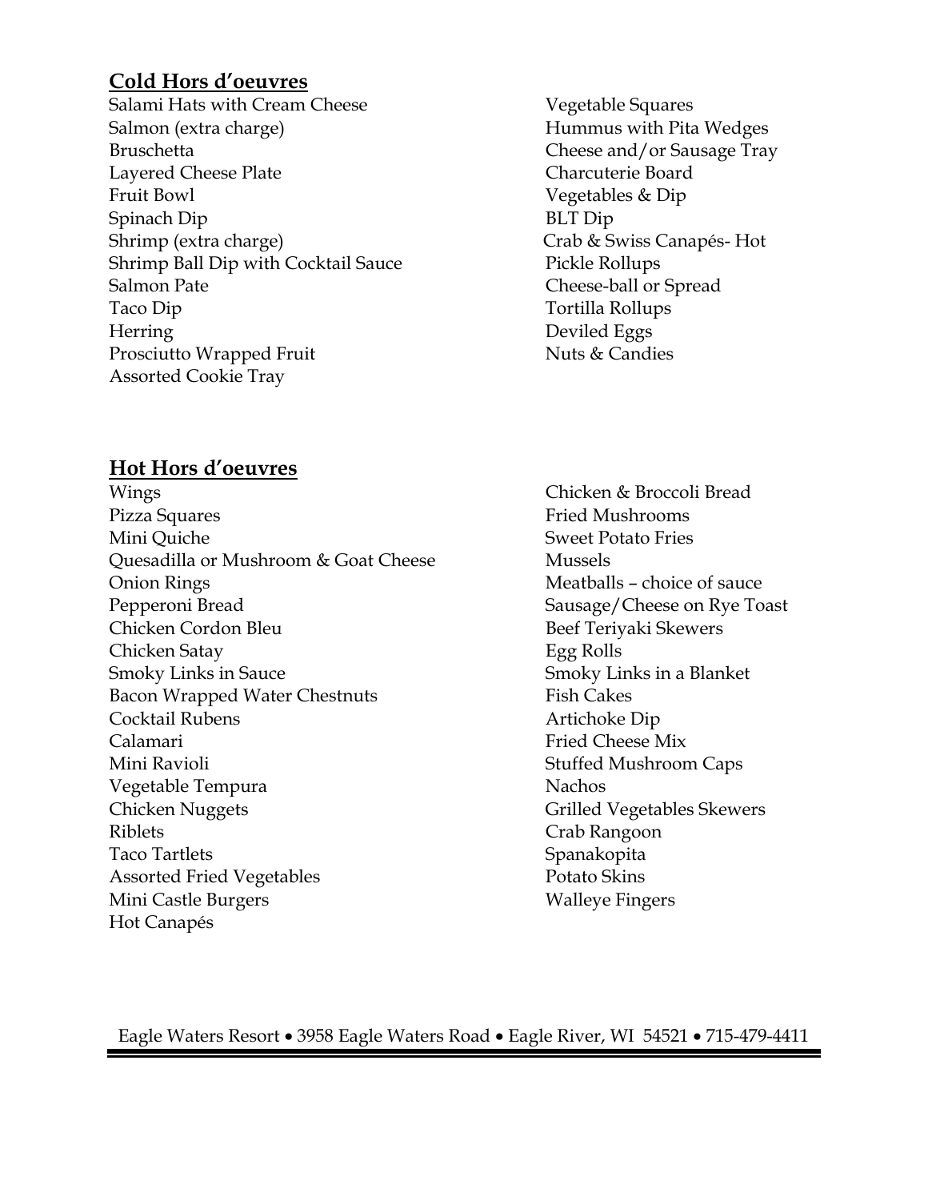## Cold Hors d'oeuvres

- Salami Hats with Cream Cheese
- Salmon (extra charge)
- Bruschetta
- Layered Cheese Plate
- Fruit Bowl
- Spinach Dip
- Shrimp (extra charge)
- Shrimp Ball Dip with Cocktail Sauce
- Salmon Pate
- Taco Dip
- Herring
- Prosciutto Wrapped Fruit
- Assorted Cookie Tray
- Vegetable Squares
- Hummus with Pita Wedges
- Cheese and/or Sausage Tray
- Charcuterie Board
- Vegetables & Dip
- BLT Dip
- Crab & Swiss Canapés- Hot
- Pickle Rollups
- Cheese-ball or Spread
- Tortilla Rollups
- Deviled Eggs
- Nuts & Candies

## Hot Hors d'oeuvres

- Wings
- Pizza Squares
- Mini Quiche
- Quesadilla or Mushroom & Goat Cheese
- Onion Rings
- Pepperoni Bread
- Chicken Cordon Bleu
- Chicken Satay
- Smoky Links in Sauce
- Bacon Wrapped Water Chestnuts
- Cocktail Rubens
- Calamari
- Mini Ravioli
- Vegetable Tempura
- Chicken Nuggets
- Riblets
- Taco Tartlets
- Assorted Fried Vegetables
- Mini Castle Burgers
- Hot Canapés
- Chicken & Broccoli Bread
- Fried Mushrooms
- Sweet Potato Fries
- Mussels
- Meatballs – choice of sauce
- Sausage/Cheese on Rye Toast
- Beef Teriyaki Skewers
- Egg Rolls
- Smoky Links in a Blanket
- Fish Cakes
- Artichoke Dip
- Fried Cheese Mix
- Stuffed Mushroom Caps
- Nachos
- Grilled Vegetables Skewers
- Crab Rangoon
- Spanakopita
- Potato Skins
- Walleye Fingers

Eagle Waters Resort • 3958 Eagle Waters Road • Eagle River, WI 54521 • 715-479-4411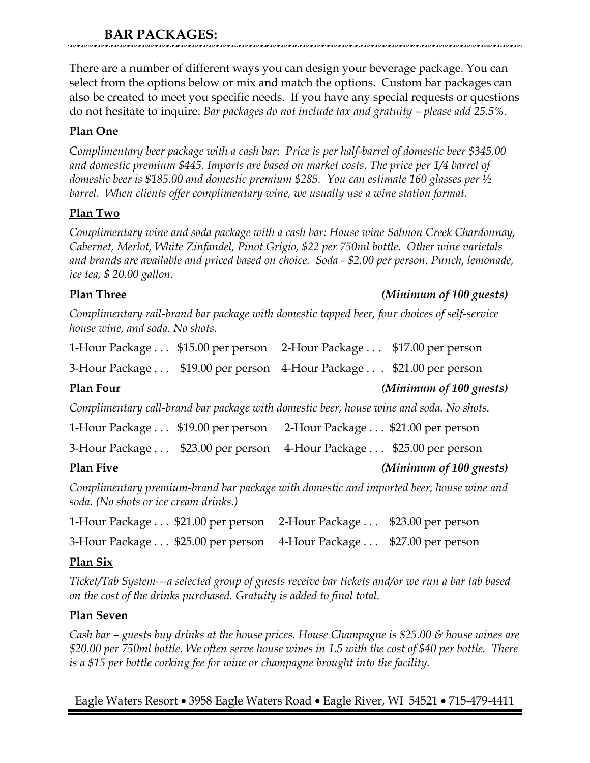## BAR PACKAGES:

There are a number of different ways you can design your beverage package. You can select from the options below or mix and match the options. Custom bar packages can also be created to meet you specific needs. If you have any special requests or questions do not hesitate to inquire. *Bar packages do not include tax and gratuity – please add 25.5%.*

### Plan One

C*omplimentary beer package with a cash bar*: *Price is per half-barrel of domestic beer $345.00 and domestic premium $445. Imports are based on market costs. The price per 1/4 barrel of domestic beer is $185.00 and domestic premium $285. You can estimate 160 glasses per ½ barrel. When clients offer complimentary wine, we usually use a wine station format.*

### Plan Two

*Complimentary wine and soda package with a cash bar: House wine Salmon Creek Chardonnay, Cabernet, Merlot, White Zinfandel, Pinot Grigio, $22 per 750ml bottle. Other wine varietals and brands are available and priced based on choice. Soda - $2.00 per person. Punch, lemonade, ice tea, $ 20.00 gallon.*

### Plan Three *(Minimum of 100 guests)*

*Complimentary rail-brand bar package with domestic tapped beer, four choices of self-service house wine, and soda. No shots.*

1-Hour Package . . . $15.00 per person 2-Hour Package . . . $17.00 per person

3-Hour Package . . . $19.00 per person 4-Hour Package . . . $21.00 per person

### Plan Four *(Minimum of 100 guests)*

*Complimentary call-brand bar package with domestic beer, house wine and soda. No shots.*

1-Hour Package . . . $19.00 per person 2-Hour Package . . . $21.00 per person

3-Hour Package . . . $23.00 per person 4-Hour Package . . . $25.00 per person

### Plan Five *(Minimum of 100 guests)*

*Complimentary premium-brand bar package with domestic and imported beer, house wine and soda. (No shots or ice cream drinks.)*

1-Hour Package . . . $21.00 per person 2-Hour Package . . . $23.00 per person

3-Hour Package . . . $25.00 per person 4-Hour Package . . . $27.00 per person

### Plan Six

*Ticket/Tab System---a selected group of guests receive bar tickets and/or we run a bar tab based on the cost of the drinks purchased. Gratuity is added to final total.*

### Plan Seven

*Cash bar – guests buy drinks at the house prices. House Champagne is $25.00 & house wines are $20.00 per 750ml bottle. We often serve house wines in 1.5 with the cost of $40 per bottle. There is a $15 per bottle corking fee for wine or champagne brought into the facility.*

Eagle Waters Resort • 3958 Eagle Waters Road • Eagle River, WI 54521 • 715-479-4411